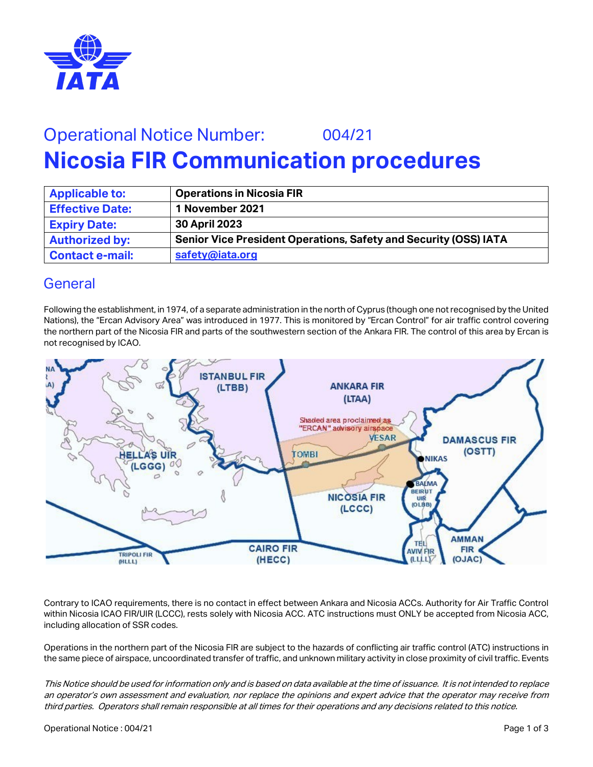# Operational Notice Number: 004/21

# Nicosia FIR Communication procedures

| Applicable to: | Operations in Nicosia FIR |
|---|---|
| Effective Date: | 1 November 2021 |
| Expiry Date: | 30 April 2023 |
| Authorized by: | Senior Vice President Operations, Safety and Security (OSS) IATA |
| Contact e-mail: | safety@iata.org |

## General

Following the establishment, in 1974, of a separate administration in the north of Cyprus (though one not recognised by the United Nations), the "Ercan Advisory Area" was introduced in 1977. This is monitored by "Ercan Control" for air traffic control covering the northern part of the Nicosia FIR and parts of the southwestern section of the Ankara FIR. The control of this area by Ercan is not recognised by ICAO.

Contrary to ICAO requirements, there is no contact in effect between Ankara and Nicosia ACCs. Authority for Air Traffic Control within Nicosia ICAO FIR/UIR (LCCC), rests solely with Nicosia ACC. ATC instructions must ONLY be accepted from Nicosia ACC, including allocation of SSR codes.

Operations in the northern part of the Nicosia FIR are subject to the hazards of conflicting air traffic control (ATC) instructions in the same piece of airspace, uncoordinated transfer of traffic, and unknown military activity in close proximity of civil traffic. Events

*This Notice should be used for information only and is based on data available at the time of issuance. It is not intended to replace an operator's own assessment and evaluation, nor replace the opinions and expert advice that the operator may receive from third parties. Operators shall remain responsible at all times for their operations and any decisions related to this notice.*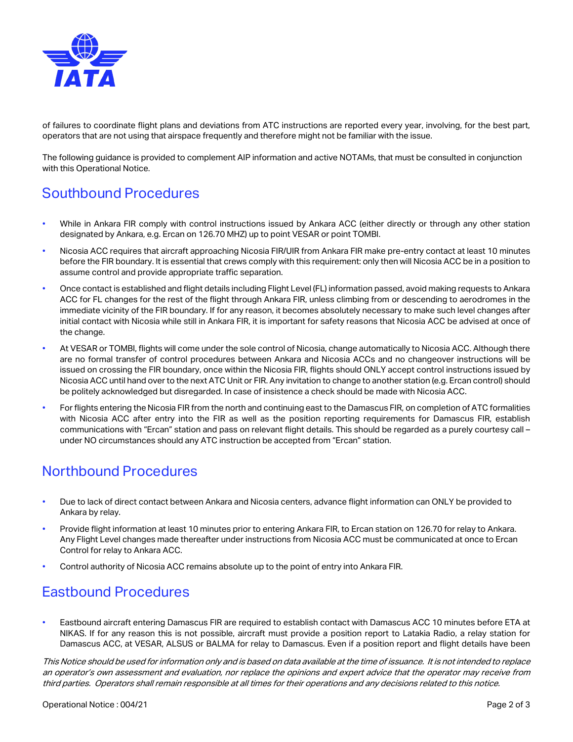of failures to coordinate flight plans and deviations from ATC instructions are reported every year, involving, for the best part, operators that are not using that airspace frequently and therefore might not be familiar with the issue.

The following guidance is provided to complement AIP information and active NOTAMs, that must be consulted in conjunction with this Operational Notice.

## Southbound Procedures

- While in Ankara FIR comply with control instructions issued by Ankara ACC (either directly or through any other station designated by Ankara, e.g. Ercan on 126.70 MHZ) up to point VESAR or point TOMBI.
- Nicosia ACC requires that aircraft approaching Nicosia FIR/UIR from Ankara FIR make pre-entry contact at least 10 minutes before the FIR boundary. It is essential that crews comply with this requirement: only then will Nicosia ACC be in a position to assume control and provide appropriate traffic separation.
- Once contact is established and flight details including Flight Level (FL) information passed, avoid making requests to Ankara ACC for FL changes for the rest of the flight through Ankara FIR, unless climbing from or descending to aerodromes in the immediate vicinity of the FIR boundary. If for any reason, it becomes absolutely necessary to make such level changes after initial contact with Nicosia while still in Ankara FIR, it is important for safety reasons that Nicosia ACC be advised at once of the change.
- At VESAR or TOMBI, flights will come under the sole control of Nicosia, change automatically to Nicosia ACC. Although there are no formal transfer of control procedures between Ankara and Nicosia ACCs and no changeover instructions will be issued on crossing the FIR boundary, once within the Nicosia FIR, flights should ONLY accept control instructions issued by Nicosia ACC until hand over to the next ATC Unit or FIR. Any invitation to change to another station (e.g. Ercan control) should be politely acknowledged but disregarded. In case of insistence a check should be made with Nicosia ACC.
- For flights entering the Nicosia FIR from the north and continuing east to the Damascus FIR, on completion of ATC formalities with Nicosia ACC after entry into the FIR as well as the position reporting requirements for Damascus FIR, establish communications with "Ercan" station and pass on relevant flight details. This should be regarded as a purely courtesy call – under NO circumstances should any ATC instruction be accepted from "Ercan" station.

## Northbound Procedures

- Due to lack of direct contact between Ankara and Nicosia centers, advance flight information can ONLY be provided to Ankara by relay.
- Provide flight information at least 10 minutes prior to entering Ankara FIR, to Ercan station on 126.70 for relay to Ankara. Any Flight Level changes made thereafter under instructions from Nicosia ACC must be communicated at once to Ercan Control for relay to Ankara ACC.
- Control authority of Nicosia ACC remains absolute up to the point of entry into Ankara FIR.

## Eastbound Procedures

- Eastbound aircraft entering Damascus FIR are required to establish contact with Damascus ACC 10 minutes before ETA at NIKAS. If for any reason this is not possible, aircraft must provide a position report to Latakia Radio, a relay station for Damascus ACC, at VESAR, ALSUS or BALMA for relay to Damascus. Even if a position report and flight details have been

*This Notice should be used for information only and is based on data available at the time of issuance. It is not intended to replace an operator's own assessment and evaluation, nor replace the opinions and expert advice that the operator may receive from third parties. Operators shall remain responsible at all times for their operations and any decisions related to this notice.*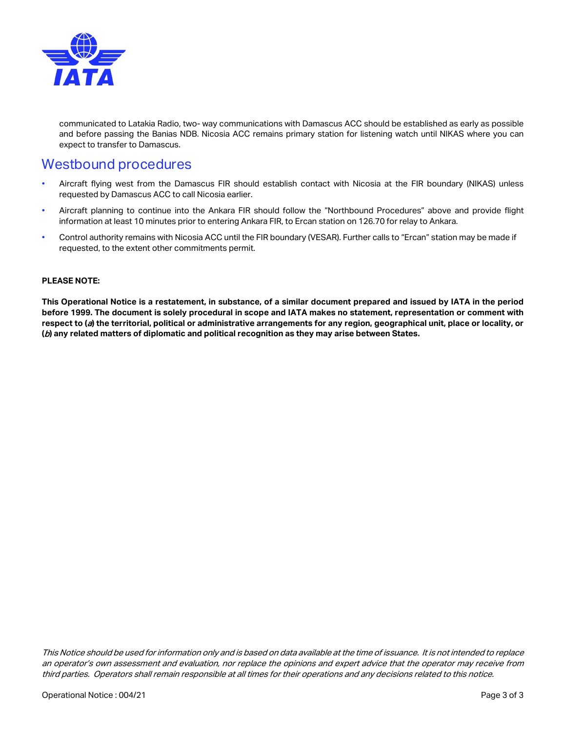communicated to Latakia Radio, two- way communications with Damascus ACC should be established as early as possible and before passing the Banias NDB. Nicosia ACC remains primary station for listening watch until NIKAS where you can expect to transfer to Damascus.

## Westbound procedures

- Aircraft flying west from the Damascus FIR should establish contact with Nicosia at the FIR boundary (NIKAS) unless requested by Damascus ACC to call Nicosia earlier.
- Aircraft planning to continue into the Ankara FIR should follow the "Northbound Procedures" above and provide flight information at least 10 minutes prior to entering Ankara FIR, to Ercan station on 126.70 for relay to Ankara.
- Control authority remains with Nicosia ACC until the FIR boundary (VESAR). Further calls to "Ercan" station may be made if requested, to the extent other commitments permit.

**PLEASE NOTE:**

**This Operational Notice is a restatement, in substance, of a similar document prepared and issued by IATA in the period before 1999. The document is solely procedural in scope and IATA makes no statement, representation or comment with respect to (*a*) the territorial, political or administrative arrangements for any region, geographical unit, place or locality, or (*b*) any related matters of diplomatic and political recognition as they may arise between States.**

*This Notice should be used for information only and is based on data available at the time of issuance. It is not intended to replace an operator's own assessment and evaluation, nor replace the opinions and expert advice that the operator may receive from third parties. Operators shall remain responsible at all times for their operations and any decisions related to this notice.*

Operational Notice : 004/21